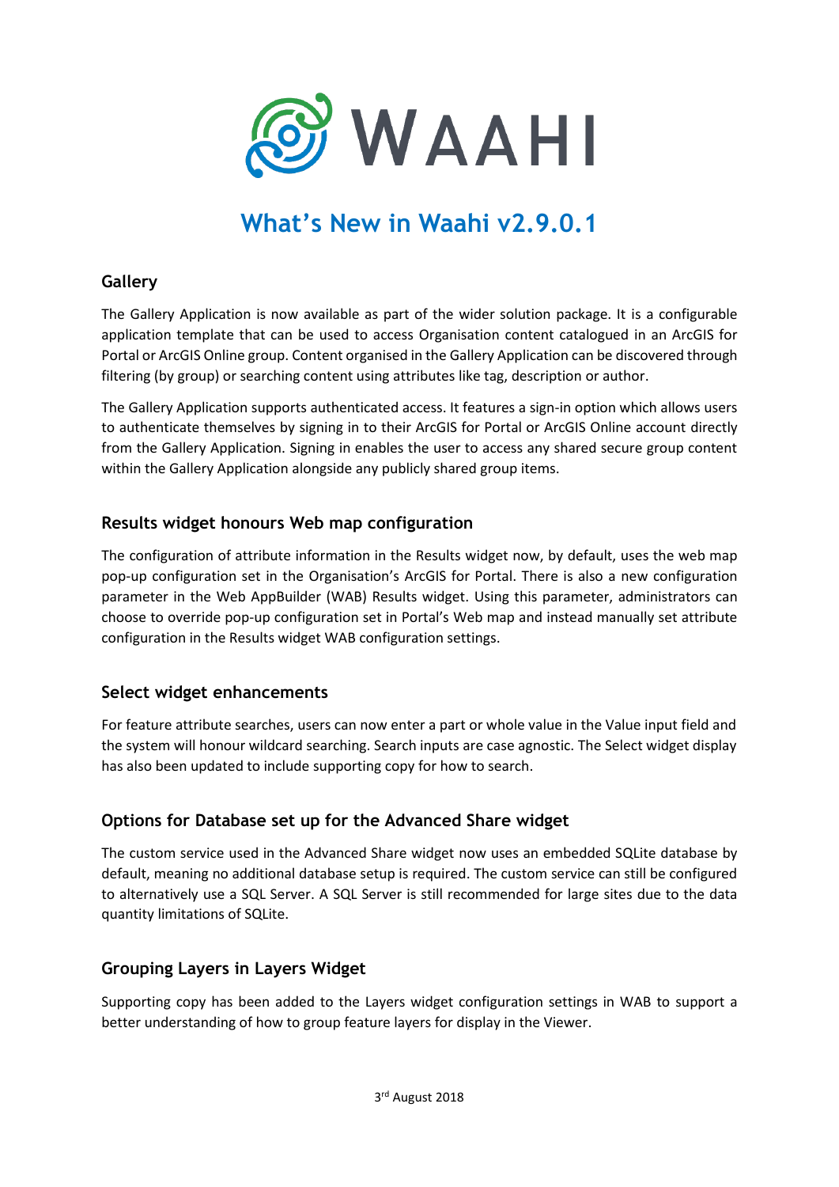# What's New in Waahi v2.9.0.1

## Gallery

The Gallery Application is now available as part of the wider solution package. It is a configurable application template that can be used to access Organisation content catalogued in an ArcGIS for Portal or ArcGIS Online group. Content organised in the Gallery Application can be discovered through filtering (by group) or searching content using attributes like tag, description or author.

The Gallery Application supports authenticated access. It features a sign-in option which allows users to authenticate themselves by signing in to their ArcGIS for Portal or ArcGIS Online account directly from the Gallery Application. Signing in enables the user to access any shared secure group content within the Gallery Application alongside any publicly shared group items.

## Results widget honours Web map configuration

The configuration of attribute information in the Results widget now, by default, uses the web map pop-up configuration set in the Organisation's ArcGIS for Portal. There is also a new configuration parameter in the Web AppBuilder (WAB) Results widget. Using this parameter, administrators can choose to override pop-up configuration set in Portal's Web map and instead manually set attribute configuration in the Results widget WAB configuration settings.

## Select widget enhancements

For feature attribute searches, users can now enter a part or whole value in the Value input field and the system will honour wildcard searching. Search inputs are case agnostic. The Select widget display has also been updated to include supporting copy for how to search.

## Options for Database set up for the Advanced Share widget

The custom service used in the Advanced Share widget now uses an embedded SQLite database by default, meaning no additional database setup is required. The custom service can still be configured to alternatively use a SQL Server. A SQL Server is still recommended for large sites due to the data quantity limitations of SQLite.

## Grouping Layers in Layers Widget

Supporting copy has been added to the Layers widget configuration settings in WAB to support a better understanding of how to group feature layers for display in the Viewer.

3rd August 2018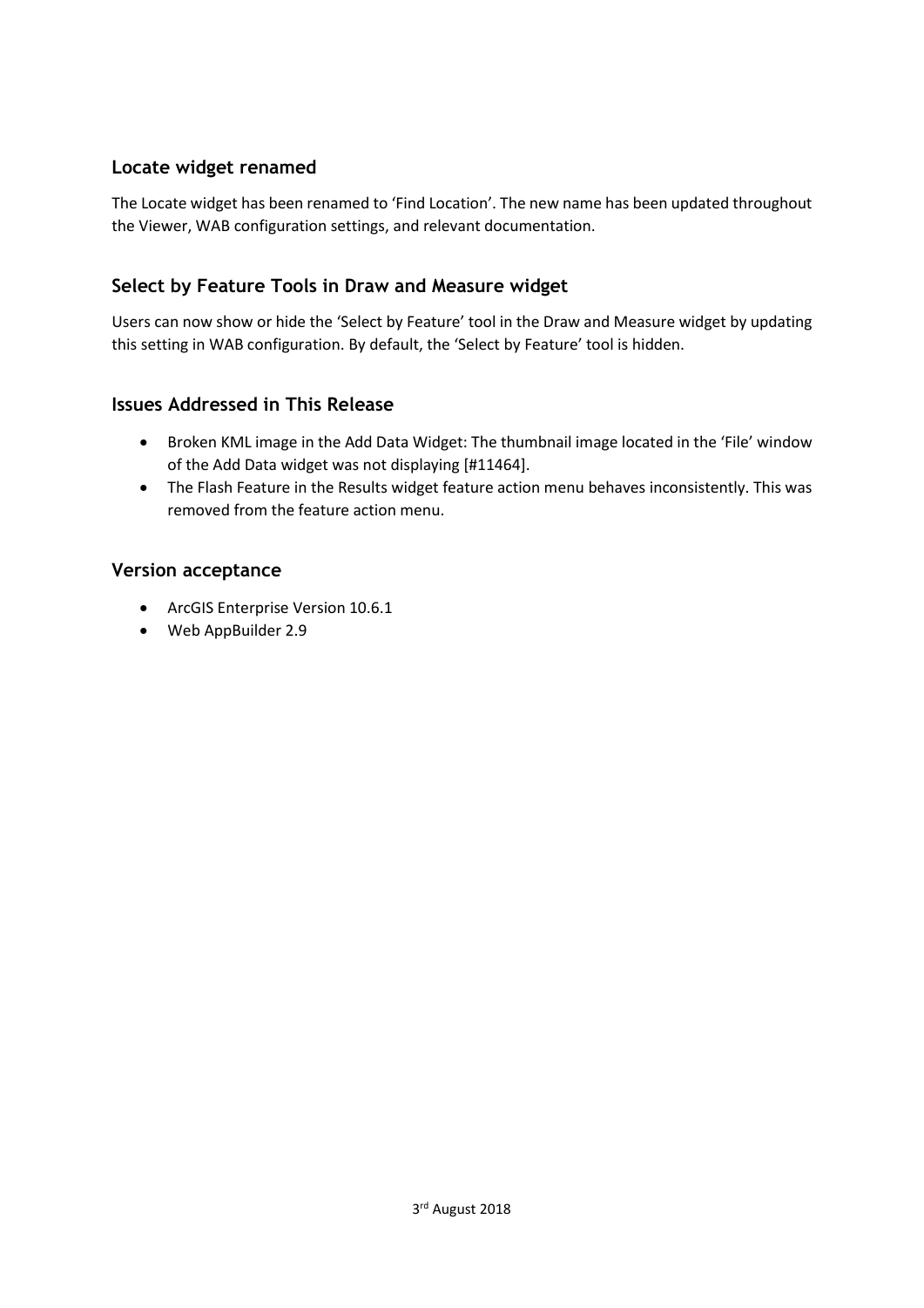## Locate widget renamed

The Locate widget has been renamed to 'Find Location'. The new name has been updated throughout the Viewer, WAB configuration settings, and relevant documentation.

## Select by Feature Tools in Draw and Measure widget

Users can now show or hide the 'Select by Feature' tool in the Draw and Measure widget by updating this setting in WAB configuration. By default, the 'Select by Feature' tool is hidden.

## Issues Addressed in This Release

- Broken KML image in the Add Data Widget: The thumbnail image located in the 'File' window of the Add Data widget was not displaying [#11464].
- The Flash Feature in the Results widget feature action menu behaves inconsistently. This was removed from the feature action menu.

## Version acceptance

- ArcGIS Enterprise Version 10.6.1
- Web AppBuilder 2.9

3rd August 2018